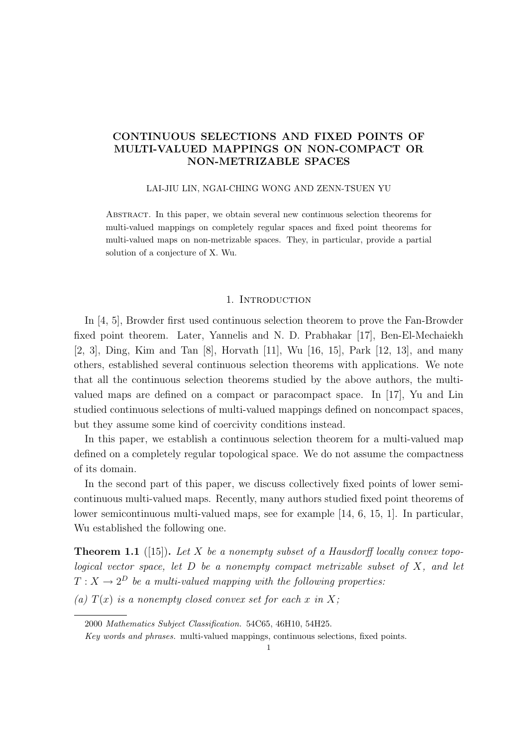# CONTINUOUS SELECTIONS AND FIXED POINTS OF MULTI-VALUED MAPPINGS ON NON-COMPACT OR NON-METRIZABLE SPACES

LAI-JIU LIN, NGAI-CHING WONG AND ZENN-TSUEN YU

Abstract. In this paper, we obtain several new continuous selection theorems for multi-valued mappings on completely regular spaces and fixed point theorems for multi-valued maps on non-metrizable spaces. They, in particular, provide a partial solution of a conjecture of X. Wu.

## 1. Introduction

In [4, 5], Browder first used continuous selection theorem to prove the Fan-Browder fixed point theorem. Later, Yannelis and N. D. Prabhakar [17], Ben-El-Mechaiekh [2, 3], Ding, Kim and Tan [8], Horvath [11], Wu [16, 15], Park [12, 13], and many others, established several continuous selection theorems with applications. We note that all the continuous selection theorems studied by the above authors, the multi-valued maps are defined on a compact or paracompact space. In [17], Yu and Lin studied continuous selections of multi-valued mappings defined on noncompact spaces, but they assume some kind of coercivity conditions instead.

In this paper, we establish a continuous selection theorem for a multi-valued map defined on a completely regular topological space. We do not assume the compactness of its domain.

In the second part of this paper, we discuss collectively fixed points of lower semi-continuous multi-valued maps. Recently, many authors studied fixed point theorems of lower semicontinuous multi-valued maps, see for example [14, 6, 15, 1]. In particular, Wu established the following one.

**Theorem 1.1** ([15]). *Let $X$ be a nonempty subset of a Hausdorff locally convex topological vector space, let $D$ be a nonempty compact metrizable subset of $X$, and let $T : X \to 2^D$ be a multi-valued mapping with the following properties:*

*(a) $T(x)$ is a nonempty closed convex set for each $x$ in $X$;*

---

2000 *Mathematics Subject Classification.* 54C65, 46H10, 54H25.

*Key words and phrases.* multi-valued mappings, continuous selections, fixed points.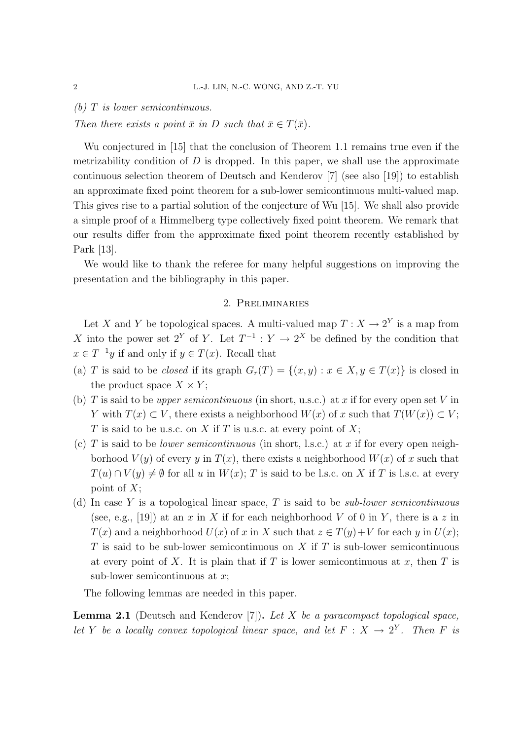*(b) $T$ is lower semicontinuous.*

*Then there exists a point $\bar{x}$ in $D$ such that $\bar{x} \in T(\bar{x})$.*

Wu conjectured in [15] that the conclusion of Theorem 1.1 remains true even if the metrizability condition of $D$ is dropped. In this paper, we shall use the approximate continuous selection theorem of Deutsch and Kenderov [7] (see also [19]) to establish an approximate fixed point theorem for a sub-lower semicontinuous multi-valued map. This gives rise to a partial solution of the conjecture of Wu [15]. We shall also provide a simple proof of a Himmelberg type collectively fixed point theorem. We remark that our results differ from the approximate fixed point theorem recently established by Park [13].

We would like to thank the referee for many helpful suggestions on improving the presentation and the bibliography in this paper.

## 2. Preliminaries

Let $X$ and $Y$ be topological spaces. A multi-valued map $T : X \to 2^Y$ is a map from $X$ into the power set $2^Y$ of $Y$. Let $T^{-1} : Y \to 2^X$ be defined by the condition that $x \in T^{-1}y$ if and only if $y \in T(x)$. Recall that

(a) $T$ is said to be *closed* if its graph $G_r(T) = \{(x, y) : x \in X, y \in T(x)\}$ is closed in the product space $X \times Y$;

(b) $T$ is said to be *upper semicontinuous* (in short, u.s.c.) at $x$ if for every open set $V$ in $Y$ with $T(x) \subset V$, there exists a neighborhood $W(x)$ of $x$ such that $T(W(x)) \subset V$; $T$ is said to be u.s.c. on $X$ if $T$ is u.s.c. at every point of $X$;

(c) $T$ is said to be *lower semicontinuous* (in short, l.s.c.) at $x$ if for every open neighborhood $V(y)$ of every $y$ in $T(x)$, there exists a neighborhood $W(x)$ of $x$ such that $T(u) \cap V(y) \neq \emptyset$ for all $u$ in $W(x)$; $T$ is said to be l.s.c. on $X$ if $T$ is l.s.c. at every point of $X$;

(d) In case $Y$ is a topological linear space, $T$ is said to be *sub-lower semicontinuous* (see, e.g., [19]) at an $x$ in $X$ if for each neighborhood $V$ of 0 in $Y$, there is a $z$ in $T(x)$ and a neighborhood $U(x)$ of $x$ in $X$ such that $z \in T(y) + V$ for each $y$ in $U(x)$; $T$ is said to be sub-lower semicontinuous on $X$ if $T$ is sub-lower semicontinuous at every point of $X$. It is plain that if $T$ is lower semicontinuous at $x$, then $T$ is sub-lower semicontinuous at $x$;

The following lemmas are needed in this paper.

**Lemma 2.1** (Deutsch and Kenderov [7]). *Let $X$ be a paracompact topological space, let $Y$ be a locally convex topological linear space, and let $F : X \to 2^Y$. Then $F$ is*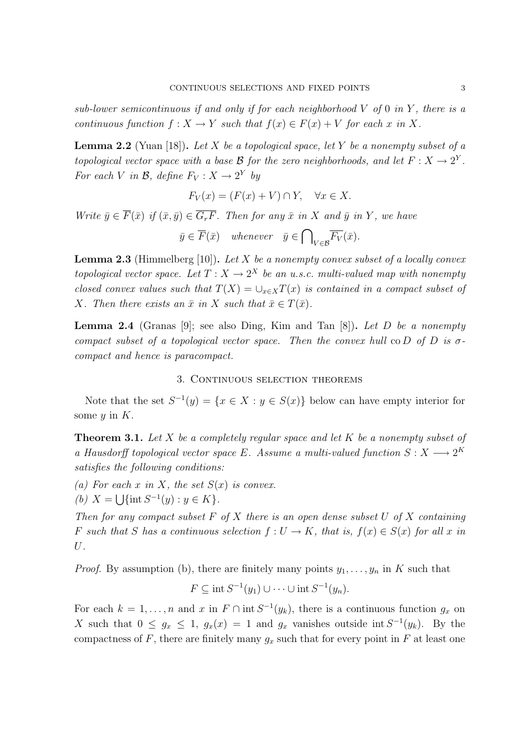*sub-lower semicontinuous if and only if for each neighborhood $V$ of $0$ in $Y$, there is a continuous function $f : X \to Y$ such that $f(x) \in F(x) + V$ for each $x$ in $X$.*

**Lemma 2.2** (Yuan [18]). *Let $X$ be a topological space, let $Y$ be a nonempty subset of a topological vector space with a base $\mathcal{B}$ for the zero neighborhoods, and let $F : X \to 2^Y$. For each $V$ in $\mathcal{B}$, define $F_V : X \to 2^Y$ by*

$$F_V(x) = (F(x) + V) \cap Y, \quad \forall x \in X.$$

*Write $\bar{y} \in \overline{F}(\bar{x})$ if $(\bar{x}, \bar{y}) \in \overline{G_r F}$. Then for any $\bar{x}$ in $X$ and $\bar{y}$ in $Y$, we have*

$$\bar{y} \in \overline{F}(\bar{x}) \quad \textit{whenever} \quad \bar{y} \in \bigcap\nolimits_{V \in \mathcal{B}} \overline{F_V}(\bar{x}).$$

**Lemma 2.3** (Himmelberg [10]). *Let $X$ be a nonempty convex subset of a locally convex topological vector space. Let $T : X \to 2^X$ be an u.s.c. multi-valued map with nonempty closed convex values such that $T(X) = \cup_{x \in X} T(x)$ is contained in a compact subset of $X$. Then there exists an $\bar{x}$ in $X$ such that $\bar{x} \in T(\bar{x})$.*

**Lemma 2.4** (Granas [9]; see also Ding, Kim and Tan [8]). *Let $D$ be a nonempty compact subset of a topological vector space. Then the convex hull $\operatorname{co} D$ of $D$ is $\sigma$-compact and hence is paracompact.*

## 3. Continuous selection theorems

Note that the set $S^{-1}(y) = \{x \in X : y \in S(x)\}$ below can have empty interior for some $y$ in $K$.

**Theorem 3.1.** *Let $X$ be a completely regular space and let $K$ be a nonempty subset of a Hausdorff topological vector space $E$. Assume a multi-valued function $S : X \longrightarrow 2^K$ satisfies the following conditions:*

*(a) For each $x$ in $X$, the set $S(x)$ is convex.*

*(b) $X = \bigcup\{\operatorname{int} S^{-1}(y) : y \in K\}$.*

*Then for any compact subset $F$ of $X$ there is an open dense subset $U$ of $X$ containing $F$ such that $S$ has a continuous selection $f : U \to K$, that is, $f(x) \in S(x)$ for all $x$ in $U$.*

*Proof.* By assumption (b), there are finitely many points $y_1, \dots, y_n$ in $K$ such that

$$F \subseteq \operatorname{int} S^{-1}(y_1) \cup \cdots \cup \operatorname{int} S^{-1}(y_n).$$

For each $k = 1, \dots, n$ and $x$ in $F \cap \operatorname{int} S^{-1}(y_k)$, there is a continuous function $g_x$ on $X$ such that $0 \leq g_x \leq 1$, $g_x(x) = 1$ and $g_x$ vanishes outside $\operatorname{int} S^{-1}(y_k)$. By the compactness of $F$, there are finitely many $g_x$ such that for every point in $F$ at least one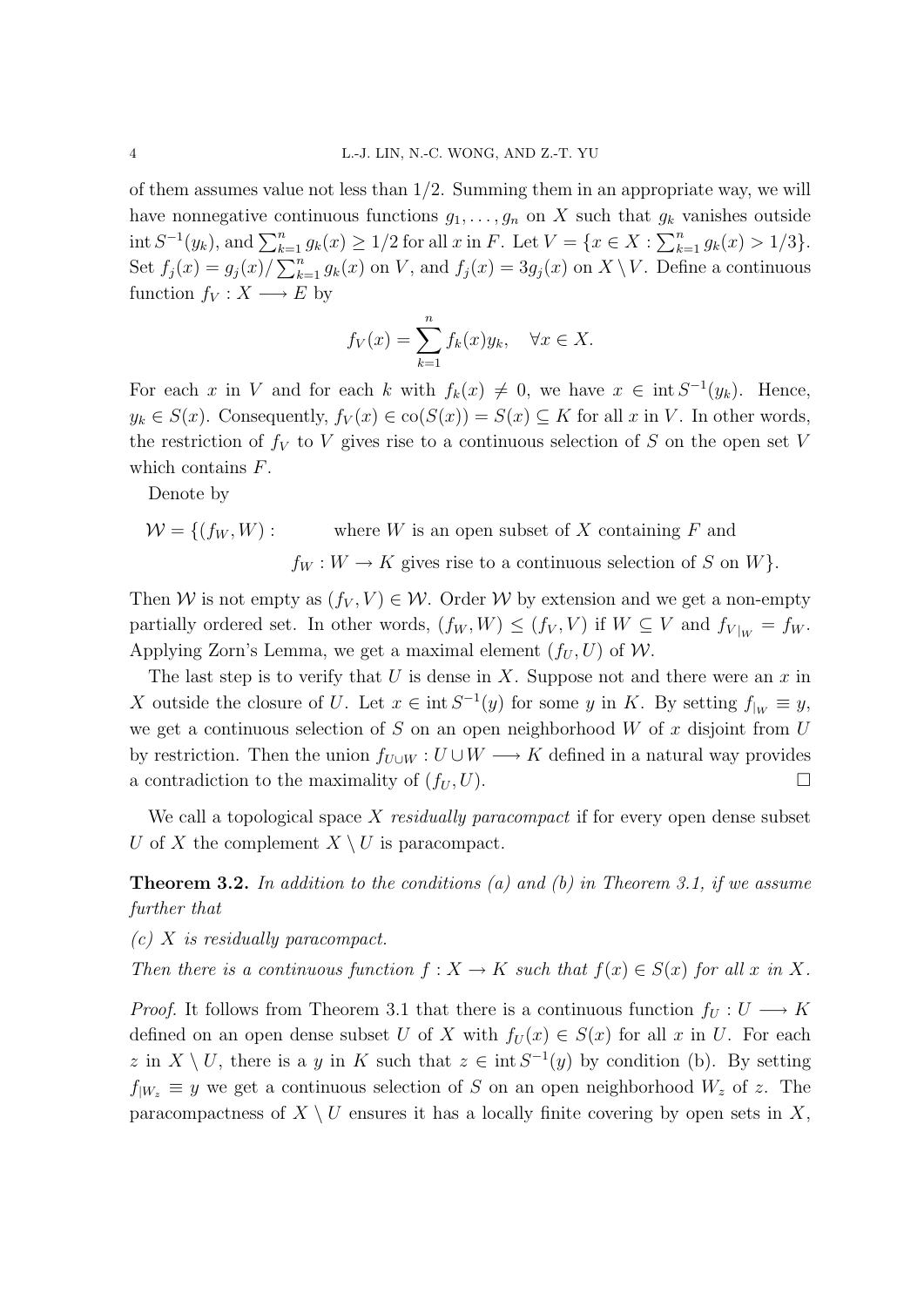of them assumes value not less than $1/2$. Summing them in an appropriate way, we will have nonnegative continuous functions $g_1, \ldots, g_n$ on $X$ such that $g_k$ vanishes outside $\operatorname{int} S^{-1}(y_k)$, and $\sum_{k=1}^n g_k(x) \geq 1/2$ for all $x$ in $F$. Let $V = \{x \in X : \sum_{k=1}^n g_k(x) > 1/3\}$. Set $f_j(x) = g_j(x)/\sum_{k=1}^n g_k(x)$ on $V$, and $f_j(x) = 3g_j(x)$ on $X \setminus V$. Define a continuous function $f_V : X \longrightarrow E$ by

$$f_V(x) = \sum_{k=1}^n f_k(x) y_k, \quad \forall x \in X.$$

For each $x$ in $V$ and for each $k$ with $f_k(x) \neq 0$, we have $x \in \operatorname{int} S^{-1}(y_k)$. Hence, $y_k \in S(x)$. Consequently, $f_V(x) \in \operatorname{co}(S(x)) = S(x) \subseteq K$ for all $x$ in $V$. In other words, the restriction of $f_V$ to $V$ gives rise to a continuous selection of $S$ on the open set $V$ which contains $F$.

Denote by

$$\begin{aligned}\mathcal{W} = \{(f_W, W) : \quad & \text{where } W \text{ is an open subset of } X \text{ containing } F \text{ and} \\ & f_W : W \to K \text{ gives rise to a continuous selection of } S \text{ on } W\}.\end{aligned}$$

Then $\mathcal{W}$ is not empty as $(f_V, V) \in \mathcal{W}$. Order $\mathcal{W}$ by extension and we get a non-empty partially ordered set. In other words, $(f_W, W) \leq (f_V, V)$ if $W \subseteq V$ and $f_{V|_W} = f_W$. Applying Zorn's Lemma, we get a maximal element $(f_U, U)$ of $\mathcal{W}$.

The last step is to verify that $U$ is dense in $X$. Suppose not and there were an $x$ in $X$ outside the closure of $U$. Let $x \in \operatorname{int} S^{-1}(y)$ for some $y$ in $K$. By setting $f_{|_W} \equiv y$, we get a continuous selection of $S$ on an open neighborhood $W$ of $x$ disjoint from $U$ by restriction. Then the union $f_{U \cup W} : U \cup W \longrightarrow K$ defined in a natural way provides a contradiction to the maximality of $(f_U, U)$. $\square$

We call a topological space $X$ *residually paracompact* if for every open dense subset $U$ of $X$ the complement $X \setminus U$ is paracompact.

**Theorem 3.2.** *In addition to the conditions (a) and (b) in Theorem 3.1, if we assume further that*

*(c) $X$ is residually paracompact.*

*Then there is a continuous function $f : X \to K$ such that $f(x) \in S(x)$ for all $x$ in $X$.*

*Proof.* It follows from Theorem 3.1 that there is a continuous function $f_U : U \longrightarrow K$ defined on an open dense subset $U$ of $X$ with $f_U(x) \in S(x)$ for all $x$ in $U$. For each $z$ in $X \setminus U$, there is a $y$ in $K$ such that $z \in \operatorname{int} S^{-1}(y)$ by condition (b). By setting $f_{|W_z} \equiv y$ we get a continuous selection of $S$ on an open neighborhood $W_z$ of $z$. The paracompactness of $X \setminus U$ ensures it has a locally finite covering by open sets in $X$,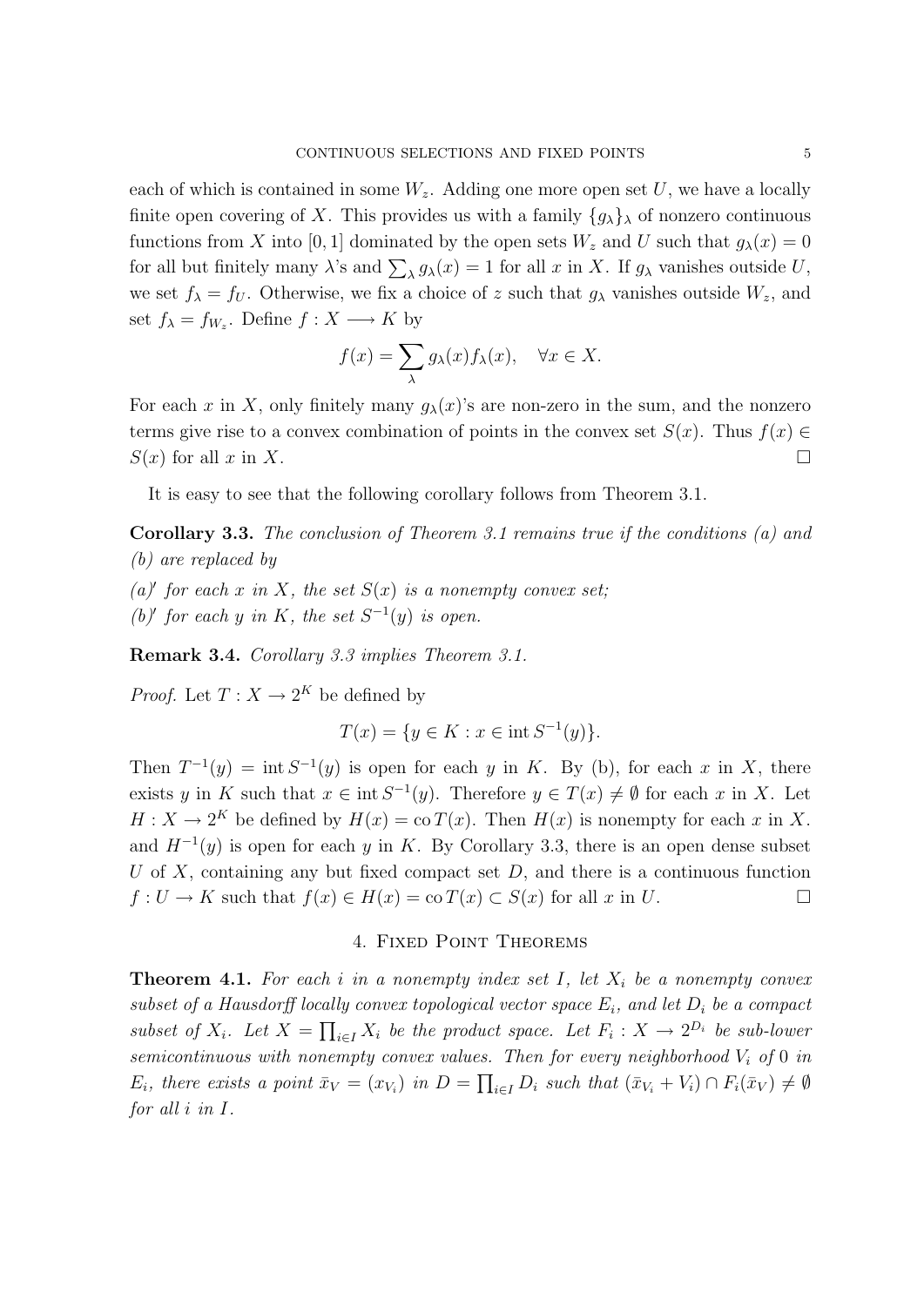each of which is contained in some $W_z$. Adding one more open set $U$, we have a locally finite open covering of $X$. This provides us with a family $\{g_\lambda\}_\lambda$ of nonzero continuous functions from $X$ into $[0, 1]$ dominated by the open sets $W_z$ and $U$ such that $g_\lambda(x) = 0$ for all but finitely many $\lambda$'s and $\sum_\lambda g_\lambda(x) = 1$ for all $x$ in $X$. If $g_\lambda$ vanishes outside $U$, we set $f_\lambda = f_U$. Otherwise, we fix a choice of $z$ such that $g_\lambda$ vanishes outside $W_z$, and set $f_\lambda = f_{W_z}$. Define $f : X \longrightarrow K$ by

$$f(x) = \sum_\lambda g_\lambda(x) f_\lambda(x), \quad \forall x \in X.$$

For each $x$ in $X$, only finitely many $g_\lambda(x)$'s are non-zero in the sum, and the nonzero terms give rise to a convex combination of points in the convex set $S(x)$. Thus $f(x) \in S(x)$ for all $x$ in $X$. $\square$

It is easy to see that the following corollary follows from Theorem 3.1.

**Corollary 3.3.** *The conclusion of Theorem 3.1 remains true if the conditions (a) and (b) are replaced by*

*(a)′ for each $x$ in $X$, the set $S(x)$ is a nonempty convex set;*
*(b)′ for each $y$ in $K$, the set $S^{-1}(y)$ is open.*

**Remark 3.4.** *Corollary 3.3 implies Theorem 3.1.*

*Proof.* Let $T : X \to 2^K$ be defined by

$$T(x) = \{y \in K : x \in \operatorname{int} S^{-1}(y)\}.$$

Then $T^{-1}(y) = \operatorname{int} S^{-1}(y)$ is open for each $y$ in $K$. By (b), for each $x$ in $X$, there exists $y$ in $K$ such that $x \in \operatorname{int} S^{-1}(y)$. Therefore $y \in T(x) \neq \emptyset$ for each $x$ in $X$. Let $H : X \to 2^K$ be defined by $H(x) = \operatorname{co} T(x)$. Then $H(x)$ is nonempty for each $x$ in $X$. and $H^{-1}(y)$ is open for each $y$ in $K$. By Corollary 3.3, there is an open dense subset $U$ of $X$, containing any but fixed compact set $D$, and there is a continuous function $f : U \to K$ such that $f(x) \in H(x) = \operatorname{co} T(x) \subset S(x)$ for all $x$ in $U$. $\square$

## 4. Fixed Point Theorems

**Theorem 4.1.** *For each $i$ in a nonempty index set $I$, let $X_i$ be a nonempty convex subset of a Hausdorff locally convex topological vector space $E_i$, and let $D_i$ be a compact subset of $X_i$. Let $X = \prod_{i \in I} X_i$ be the product space. Let $F_i : X \to 2^{D_i}$ be sub-lower semicontinuous with nonempty convex values. Then for every neighborhood $V_i$ of $0$ in $E_i$, there exists a point $\bar{x}_V = (x_{V_i})$ in $D = \prod_{i \in I} D_i$ such that $(\bar{x}_{V_i} + V_i) \cap F_i(\bar{x}_V) \neq \emptyset$ for all $i$ in $I$.*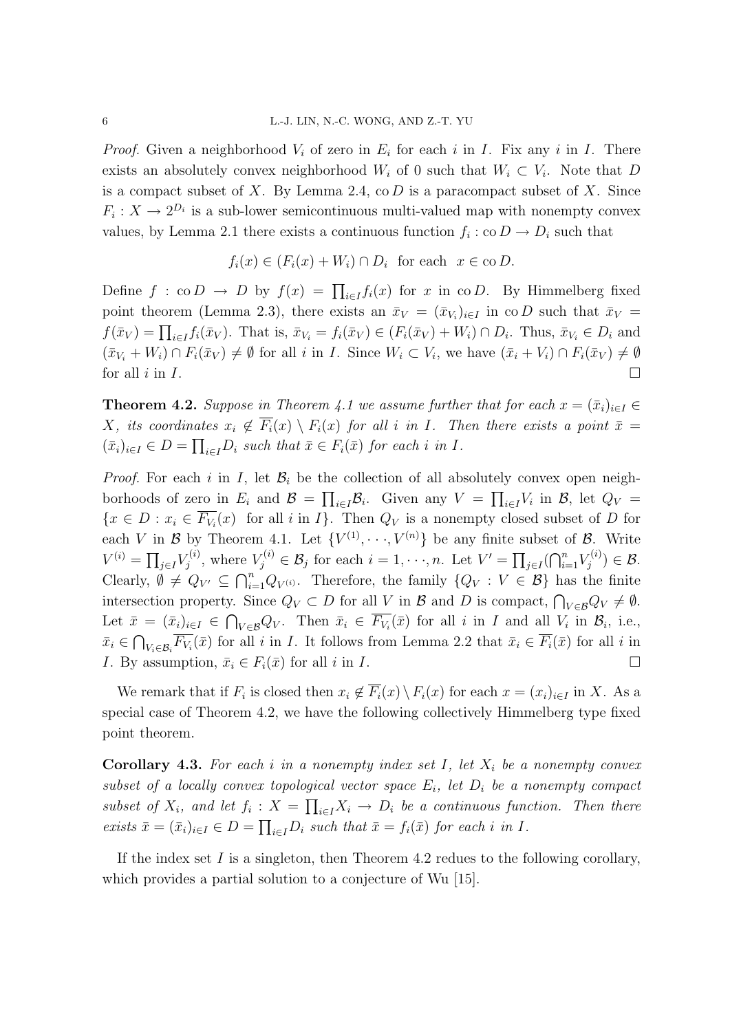*Proof.* Given a neighborhood $V_i$ of zero in $E_i$ for each $i$ in $I$. Fix any $i$ in $I$. There exists an absolutely convex neighborhood $W_i$ of 0 such that $W_i \subset V_i$. Note that $D$ is a compact subset of $X$. By Lemma 2.4, $\operatorname{co} D$ is a paracompact subset of $X$. Since $F_i : X \to 2^{D_i}$ is a sub-lower semicontinuous multi-valued map with nonempty convex values, by Lemma 2.1 there exists a continuous function $f_i : \operatorname{co} D \to D_i$ such that

$$f_i(x) \in (F_i(x) + W_i) \cap D_i \quad \text{for each} \quad x \in \operatorname{co} D.$$

Define $f : \operatorname{co} D \to D$ by $f(x) = \prod_{i\in I} f_i(x)$ for $x$ in $\operatorname{co} D$. By Himmelberg fixed point theorem (Lemma 2.3), there exists an $\bar{x}_V = (\bar{x}_{V_i})_{i\in I}$ in $\operatorname{co} D$ such that $\bar{x}_V = f(\bar{x}_V) = \prod_{i\in I} f_i(\bar{x}_V)$. That is, $\bar{x}_{V_i} = f_i(\bar{x}_V) \in (F_i(\bar{x}_V) + W_i) \cap D_i$. Thus, $\bar{x}_{V_i} \in D_i$ and $(\bar{x}_{V_i} + W_i) \cap F_i(\bar{x}_V) \neq \emptyset$ for all $i$ in $I$. Since $W_i \subset V_i$, we have $(\bar{x}_i + V_i) \cap F_i(\bar{x}_V) \neq \emptyset$ for all $i$ in $I$. □

**Theorem 4.2.** *Suppose in Theorem 4.1 we assume further that for each $x = (\bar{x}_i)_{i\in I} \in X$, its coordinates $x_i \notin \overline{F_i}(x) \setminus F_i(x)$ for all $i$ in $I$. Then there exists a point $\bar{x} = (\bar{x}_i)_{i\in I} \in D = \prod_{i\in I} D_i$ such that $\bar{x} \in F_i(\bar{x})$ for each $i$ in $I$.*

*Proof.* For each $i$ in $I$, let $\mathcal{B}_i$ be the collection of all absolutely convex open neighborhoods of zero in $E_i$ and $\mathcal{B} = \prod_{i\in I} \mathcal{B}_i$. Given any $V = \prod_{i\in I} V_i$ in $\mathcal{B}$, let $Q_V = \{x \in D : x_i \in \overline{F_{V_i}}(x) \text{ for all } i \text{ in } I\}$. Then $Q_V$ is a nonempty closed subset of $D$ for each $V$ in $\mathcal{B}$ by Theorem 4.1. Let $\{V^{(1)}, \cdots, V^{(n)}\}$ be any finite subset of $\mathcal{B}$. Write $V^{(i)} = \prod_{j\in I} V_j^{(i)}$, where $V_j^{(i)} \in \mathcal{B}_j$ for each $i = 1, \cdots, n$. Let $V' = \prod_{j\in I}(\bigcap_{i=1}^n V_j^{(i)}) \in \mathcal{B}$. Clearly, $\emptyset \neq Q_{V'} \subseteq \bigcap_{i=1}^n Q_{V^{(i)}}$. Therefore, the family $\{Q_V : V \in \mathcal{B}\}$ has the finite intersection property. Since $Q_V \subset D$ for all $V$ in $\mathcal{B}$ and $D$ is compact, $\bigcap_{V\in\mathcal{B}} Q_V \neq \emptyset$. Let $\bar{x} = (\bar{x}_i)_{i\in I} \in \bigcap_{V\in\mathcal{B}} Q_V$. Then $\bar{x}_i \in \overline{F_{V_i}}(\bar{x})$ for all $i$ in $I$ and all $V_i$ in $\mathcal{B}_i$, i.e., $\bar{x}_i \in \bigcap_{V_i\in\mathcal{B}_i} \overline{F_{V_i}}(\bar{x})$ for all $i$ in $I$. It follows from Lemma 2.2 that $\bar{x}_i \in \overline{F_i}(\bar{x})$ for all $i$ in $I$. By assumption, $\bar{x}_i \in F_i(\bar{x})$ for all $i$ in $I$. □

We remark that if $F_i$ is closed then $x_i \notin \overline{F_i}(x) \setminus F_i(x)$ for each $x = (x_i)_{i\in I}$ in $X$. As a special case of Theorem 4.2, we have the following collectively Himmelberg type fixed point theorem.

**Corollary 4.3.** *For each $i$ in a nonempty index set $I$, let $X_i$ be a nonempty convex subset of a locally convex topological vector space $E_i$, let $D_i$ be a nonempty compact subset of $X_i$, and let $f_i : X = \prod_{i\in I} X_i \to D_i$ be a continuous function. Then there exists $\bar{x} = (\bar{x}_i)_{i\in I} \in D = \prod_{i\in I} D_i$ such that $\bar{x} = f_i(\bar{x})$ for each $i$ in $I$.*

If the index set $I$ is a singleton, then Theorem 4.2 redues to the following corollary, which provides a partial solution to a conjecture of Wu [15].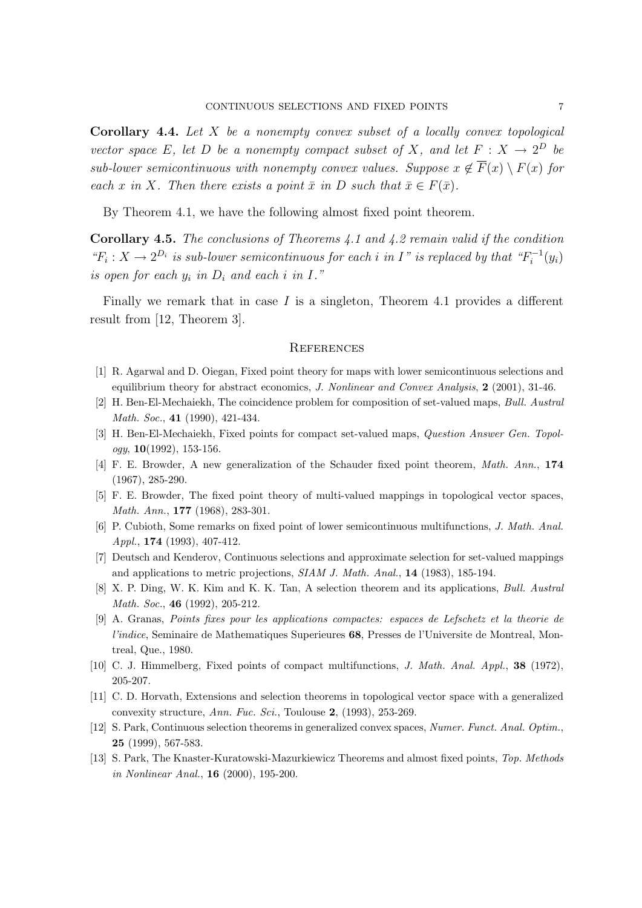**Corollary 4.4.** *Let $X$ be a nonempty convex subset of a locally convex topological vector space $E$, let $D$ be a nonempty compact subset of $X$, and let $F : X \to 2^D$ be sub-lower semicontinuous with nonempty convex values. Suppose $x \notin \overline{F}(x) \setminus F(x)$ for each $x$ in $X$. Then there exists a point $\bar{x}$ in $D$ such that $\bar{x} \in F(\bar{x})$.*

By Theorem 4.1, we have the following almost fixed point theorem.

**Corollary 4.5.** *The conclusions of Theorems 4.1 and 4.2 remain valid if the condition "$F_i : X \to 2^{D_i}$ is sub-lower semicontinuous for each $i$ in $I$" is replaced by that "$F_i^{-1}(y_i)$ is open for each $y_i$ in $D_i$ and each $i$ in $I$."*

Finally we remark that in case $I$ is a singleton, Theorem 4.1 provides a different result from [12, Theorem 3].

## References

[1] R. Agarwal and D. Oiegan, Fixed point theory for maps with lower semicontinuous selections and equilibrium theory for abstract economics, *J. Nonlinear and Convex Analysis*, **2** (2001), 31-46.

[2] H. Ben-El-Mechaiekh, The coincidence problem for composition of set-valued maps, *Bull. Austral Math. Soc.*, **41** (1990), 421-434.

[3] H. Ben-El-Mechaiekh, Fixed points for compact set-valued maps, *Question Answer Gen. Topology*, **10**(1992), 153-156.

[4] F. E. Browder, A new generalization of the Schauder fixed point theorem, *Math. Ann.*, **174** (1967), 285-290.

[5] F. E. Browder, The fixed point theory of multi-valued mappings in topological vector spaces, *Math. Ann.*, **177** (1968), 283-301.

[6] P. Cubioth, Some remarks on fixed point of lower semicontinuous multifunctions, *J. Math. Anal. Appl.*, **174** (1993), 407-412.

[7] Deutsch and Kenderov, Continuous selections and approximate selection for set-valued mappings and applications to metric projections, *SIAM J. Math. Anal.*, **14** (1983), 185-194.

[8] X. P. Ding, W. K. Kim and K. K. Tan, A selection theorem and its applications, *Bull. Austral Math. Soc.*, **46** (1992), 205-212.

[9] A. Granas, *Points fixes pour les applications compactes: espaces de Lefschetz et la theorie de l'indice*, Seminaire de Mathematiques Superieures **68**, Presses de l'Universite de Montreal, Montreal, Que., 1980.

[10] C. J. Himmelberg, Fixed points of compact multifunctions, *J. Math. Anal. Appl.*, **38** (1972), 205-207.

[11] C. D. Horvath, Extensions and selection theorems in topological vector space with a generalized convexity structure, *Ann. Fuc. Sci.*, Toulouse **2**, (1993), 253-269.

[12] S. Park, Continuous selection theorems in generalized convex spaces, *Numer. Funct. Anal. Optim.*, **25** (1999), 567-583.

[13] S. Park, The Knaster-Kuratowski-Mazurkiewicz Theorems and almost fixed points, *Top. Methods in Nonlinear Anal.*, **16** (2000), 195-200.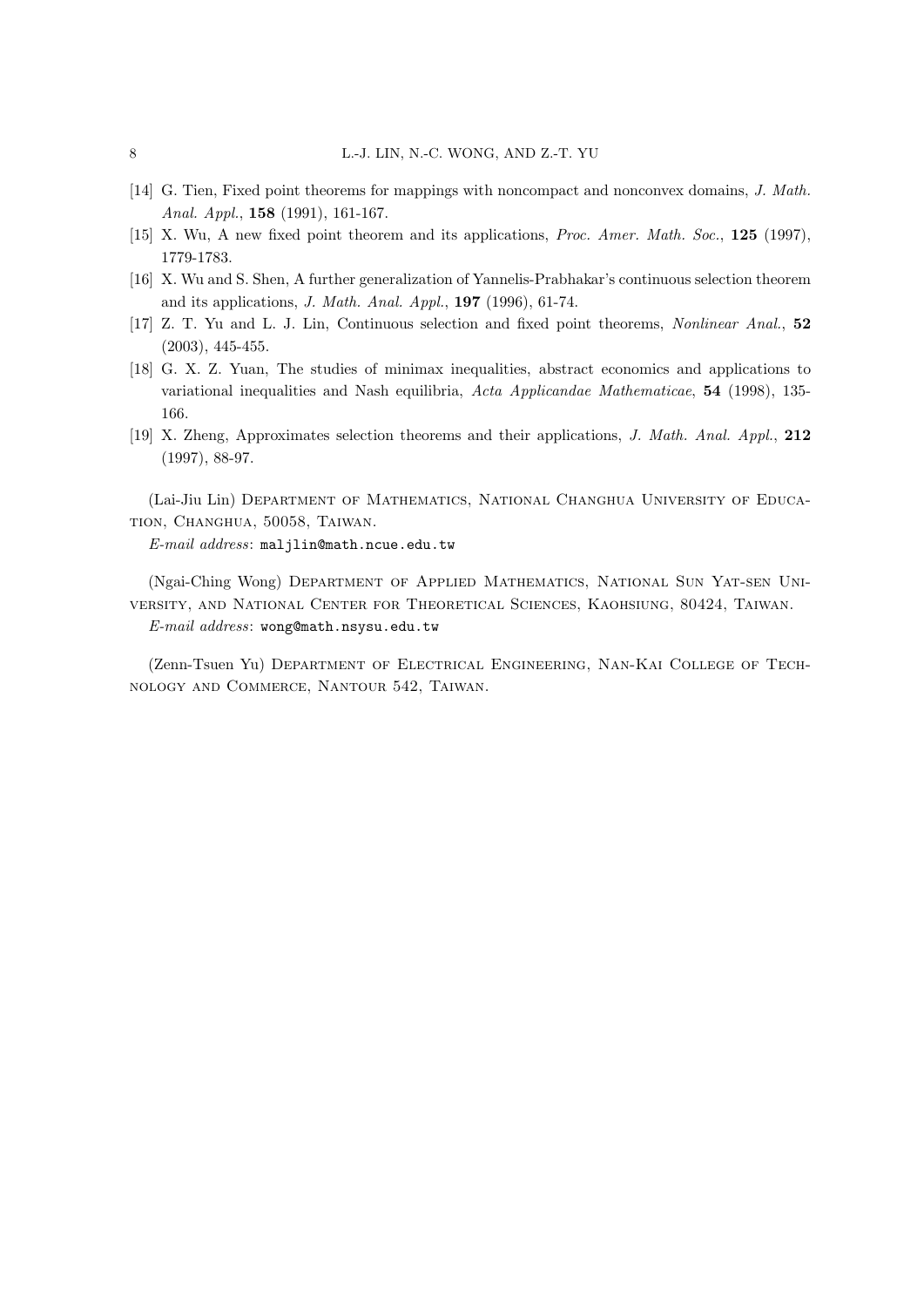[14] G. Tien, Fixed point theorems for mappings with noncompact and nonconvex domains, *J. Math. Anal. Appl.*, **158** (1991), 161-167.

[15] X. Wu, A new fixed point theorem and its applications, *Proc. Amer. Math. Soc.*, **125** (1997), 1779-1783.

[16] X. Wu and S. Shen, A further generalization of Yannelis-Prabhakar's continuous selection theorem and its applications, *J. Math. Anal. Appl.*, **197** (1996), 61-74.

[17] Z. T. Yu and L. J. Lin, Continuous selection and fixed point theorems, *Nonlinear Anal.*, **52** (2003), 445-455.

[18] G. X. Z. Yuan, The studies of minimax inequalities, abstract economics and applications to variational inequalities and Nash equilibria, *Acta Applicandae Mathematicae*, **54** (1998), 135-166.

[19] X. Zheng, Approximates selection theorems and their applications, *J. Math. Anal. Appl.*, **212** (1997), 88-97.

(Lai-Jiu Lin) Department of Mathematics, National Changhua University of Education, Changhua, 50058, Taiwan.

*E-mail address*: `maljlin@math.ncue.edu.tw`

(Ngai-Ching Wong) Department of Applied Mathematics, National Sun Yat-sen University, and National Center for Theoretical Sciences, Kaohsiung, 80424, Taiwan.

*E-mail address*: `wong@math.nsysu.edu.tw`

(Zenn-Tsuen Yu) Department of Electrical Engineering, Nan-Kai College of Technology and Commerce, Nantour 542, Taiwan.